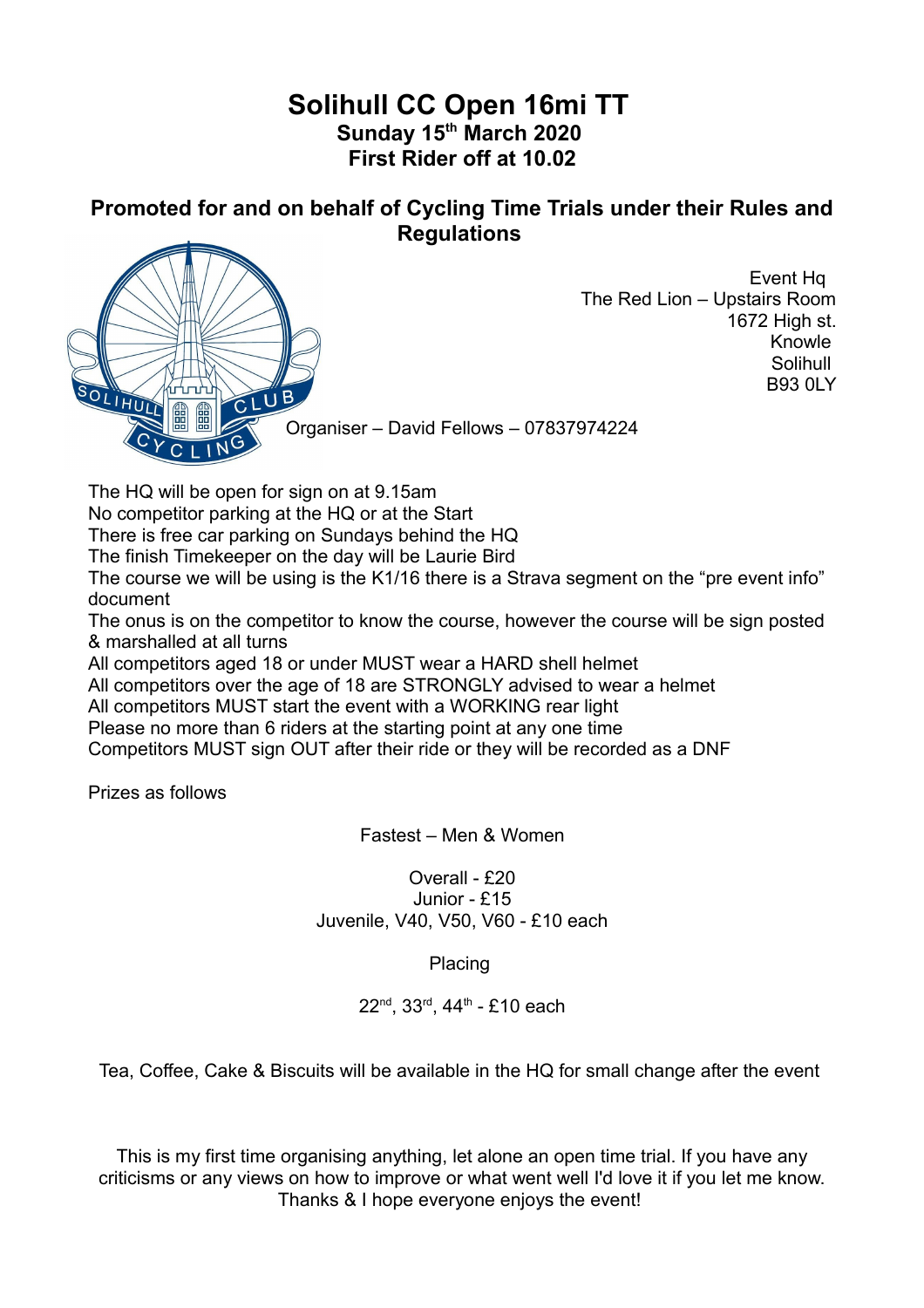# Solihull CC Open 16mi TT

## Sunday 15th March 2020

## First Rider off at 10.02

### Promoted for and on behalf of Cycling Time Trials under their Rules and Regulations

Event Hq
The Red Lion – Upstairs Room
1672 High st.
Knowle
Solihull
B93 0LY

Organiser – David Fellows – 07837974224

The HQ will be open for sign on at 9.15am
No competitor parking at the HQ or at the Start
There is free car parking on Sundays behind the HQ
The finish Timekeeper on the day will be Laurie Bird
The course we will be using is the K1/16 there is a Strava segment on the "pre event info" document
The onus is on the competitor to know the course, however the course will be sign posted & marshalled at all turns
All competitors aged 18 or under MUST wear a HARD shell helmet
All competitors over the age of 18 are STRONGLY advised to wear a helmet
All competitors MUST start the event with a WORKING rear light
Please no more than 6 riders at the starting point at any one time
Competitors MUST sign OUT after their ride or they will be recorded as a DNF

Prizes as follows

Fastest – Men & Women

Overall - £20
Junior - £15
Juvenile, V40, V50, V60 - £10 each

Placing

22nd, 33rd, 44th - £10 each

Tea, Coffee, Cake & Biscuits will be available in the HQ for small change after the event

This is my first time organising anything, let alone an open time trial. If you have any criticisms or any views on how to improve or what went well I'd love it if you let me know. Thanks & I hope everyone enjoys the event!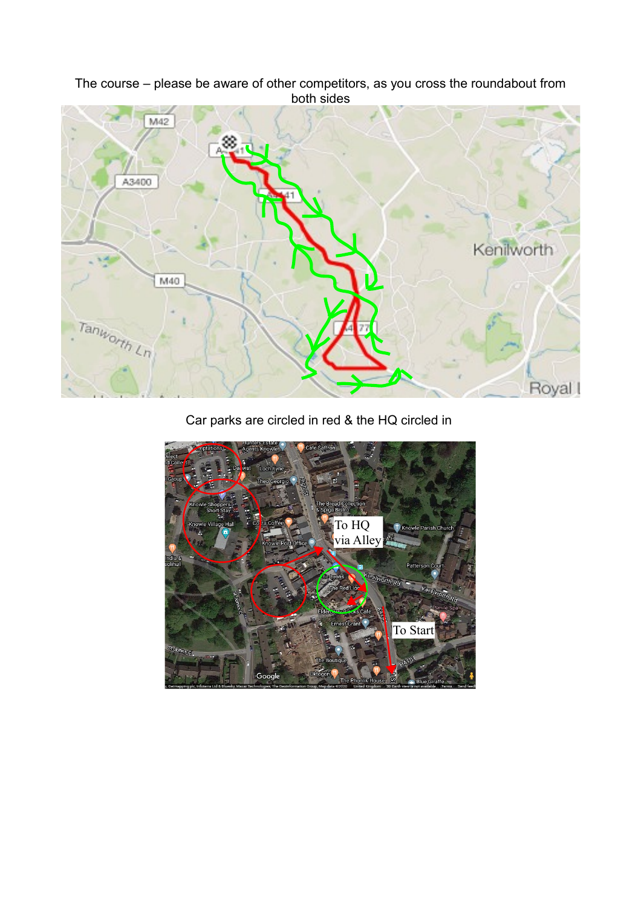The course – please be aware of other competitors, as you cross the roundabout from both sides

M42
A3400
A4141
M40
Tanworth Ln
Kenilworth
A4177
Royal L

Car parks are circled in red & the HQ circled in

To HQ via Alley

To Start